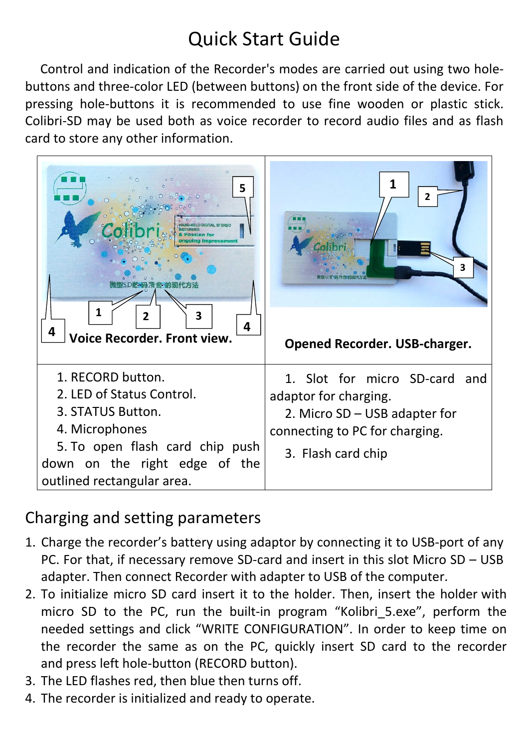# Quick Start Guide

Control and indication of the Recorder's modes are carried out using two hole-buttons and three-color LED (between buttons) on the front side of the device. For pressing hole-buttons it is recommended to use fine wooden or plastic stick. Colibri-SD may be used both as voice recorder to record audio files and as flash card to store any other information.

| **Voice Recorder. Front view.** | **Opened Recorder. USB-charger.** |
|---|---|
| 1. RECORD button.<br>2. LED of Status Control.<br>3. STATUS Button.<br>4. Microphones<br>5. To open flash card chip push down on the right edge of the outlined rectangular area. | 1. Slot for micro SD-card and adaptor for charging.<br>2. Micro SD – USB adapter for connecting to PC for charging.<br>3. Flash card chip |

## Charging and setting parameters

1. Charge the recorder’s battery using adaptor by connecting it to USB-port of any PC. For that, if necessary remove SD-card and insert in this slot Micro SD – USB adapter. Then connect Recorder with adapter to USB of the computer.
2. To initialize micro SD card insert it to the holder. Then, insert the holder with micro SD to the PC, run the built-in program “Kolibri_5.exe”, perform the needed settings and click “WRITE CONFIGURATION”. In order to keep time on the recorder the same as on the PC, quickly insert SD card to the recorder and press left hole-button (RECORD button).
3. The LED flashes red, then blue then turns off.
4. The recorder is initialized and ready to operate.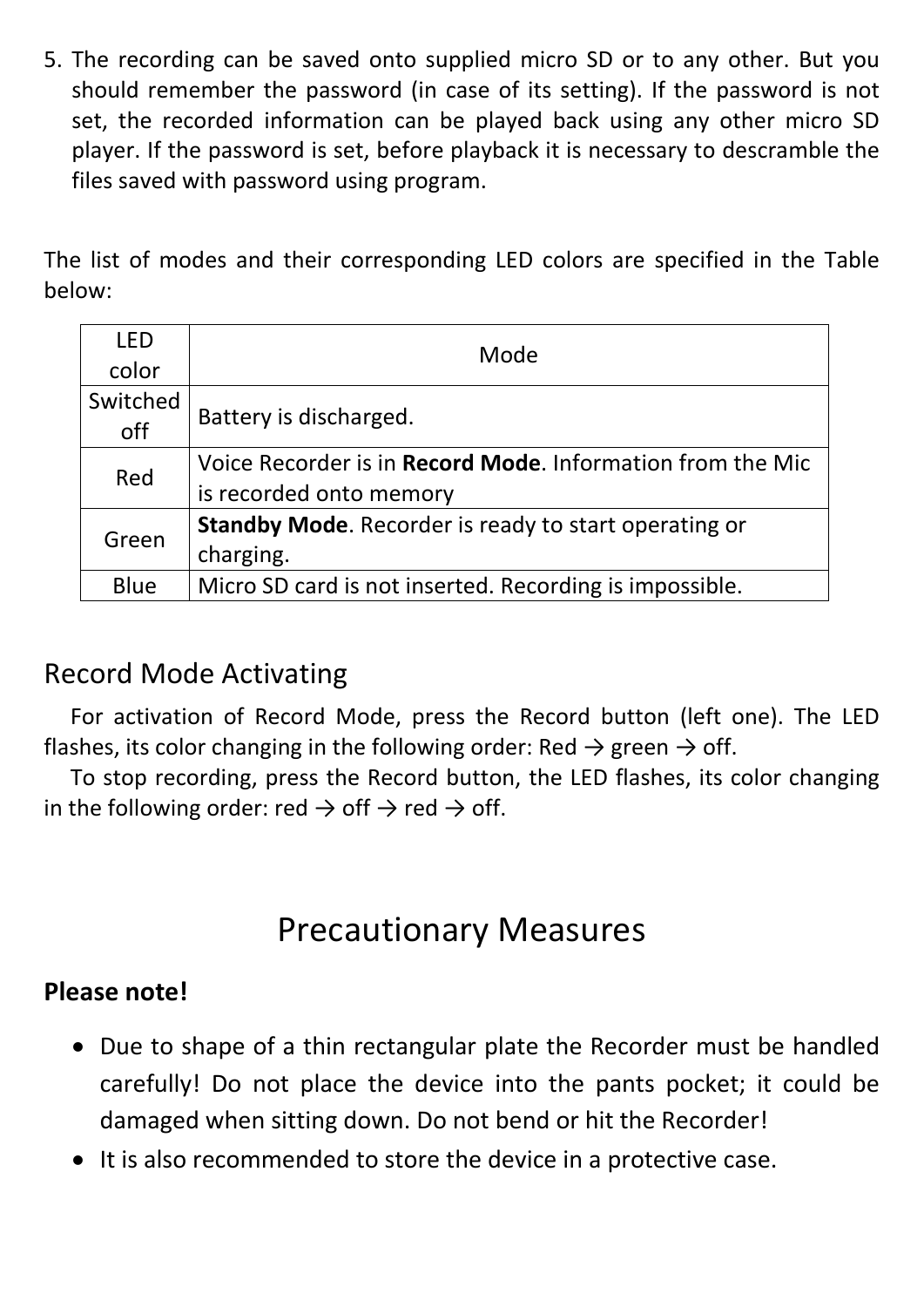5. The recording can be saved onto supplied micro SD or to any other. But you should remember the password (in case of its setting). If the password is not set, the recorded information can be played back using any other micro SD player. If the password is set, before playback it is necessary to descramble the files saved with password using program.

The list of modes and their corresponding LED colors are specified in the Table below:

| LED color | Mode |
|---|---|
| Switched off | Battery is discharged. |
| Red | Voice Recorder is in **Record Mode**. Information from the Mic is recorded onto memory |
| Green | **Standby Mode**. Recorder is ready to start operating or charging. |
| Blue | Micro SD card is not inserted. Recording is impossible. |

## Record Mode Activating

For activation of Record Mode, press the Record button (left one). The LED flashes, its color changing in the following order: Red → green → off.

To stop recording, press the Record button, the LED flashes, its color changing in the following order: red → off → red → off.

# Precautionary Measures

**Please note!**

- Due to shape of a thin rectangular plate the Recorder must be handled carefully! Do not place the device into the pants pocket; it could be damaged when sitting down. Do not bend or hit the Recorder!
- It is also recommended to store the device in a protective case.